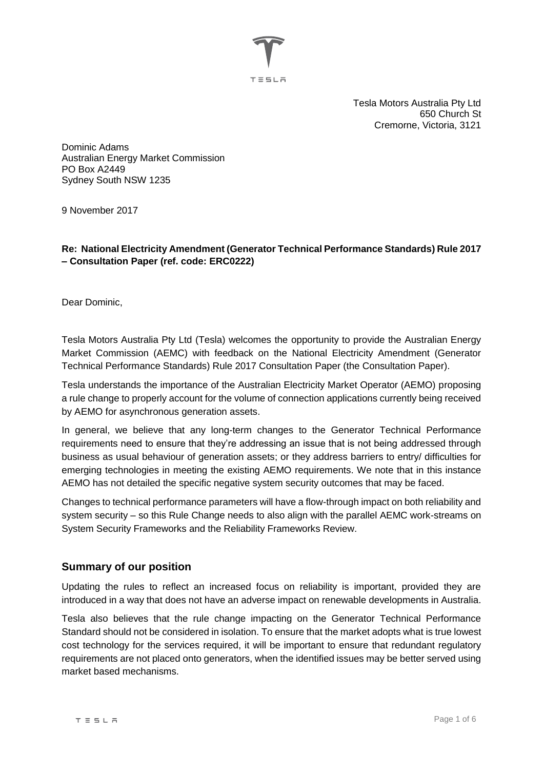Tesla Motors Australia Pty Ltd
650 Church St
Cremorne, Victoria, 3121

Dominic Adams
Australian Energy Market Commission
PO Box A2449
Sydney South NSW 1235

9 November 2017

**Re: National Electricity Amendment (Generator Technical Performance Standards) Rule 2017 – Consultation Paper (ref. code: ERC0222)**

Dear Dominic,

Tesla Motors Australia Pty Ltd (Tesla) welcomes the opportunity to provide the Australian Energy Market Commission (AEMC) with feedback on the National Electricity Amendment (Generator Technical Performance Standards) Rule 2017 Consultation Paper (the Consultation Paper).

Tesla understands the importance of the Australian Electricity Market Operator (AEMO) proposing a rule change to properly account for the volume of connection applications currently being received by AEMO for asynchronous generation assets.

In general, we believe that any long-term changes to the Generator Technical Performance requirements need to ensure that they're addressing an issue that is not being addressed through business as usual behaviour of generation assets; or they address barriers to entry/ difficulties for emerging technologies in meeting the existing AEMO requirements. We note that in this instance AEMO has not detailed the specific negative system security outcomes that may be faced.

Changes to technical performance parameters will have a flow-through impact on both reliability and system security – so this Rule Change needs to also align with the parallel AEMC work-streams on System Security Frameworks and the Reliability Frameworks Review.

## Summary of our position

Updating the rules to reflect an increased focus on reliability is important, provided they are introduced in a way that does not have an adverse impact on renewable developments in Australia.

Tesla also believes that the rule change impacting on the Generator Technical Performance Standard should not be considered in isolation. To ensure that the market adopts what is true lowest cost technology for the services required, it will be important to ensure that redundant regulatory requirements are not placed onto generators, when the identified issues may be better served using market based mechanisms.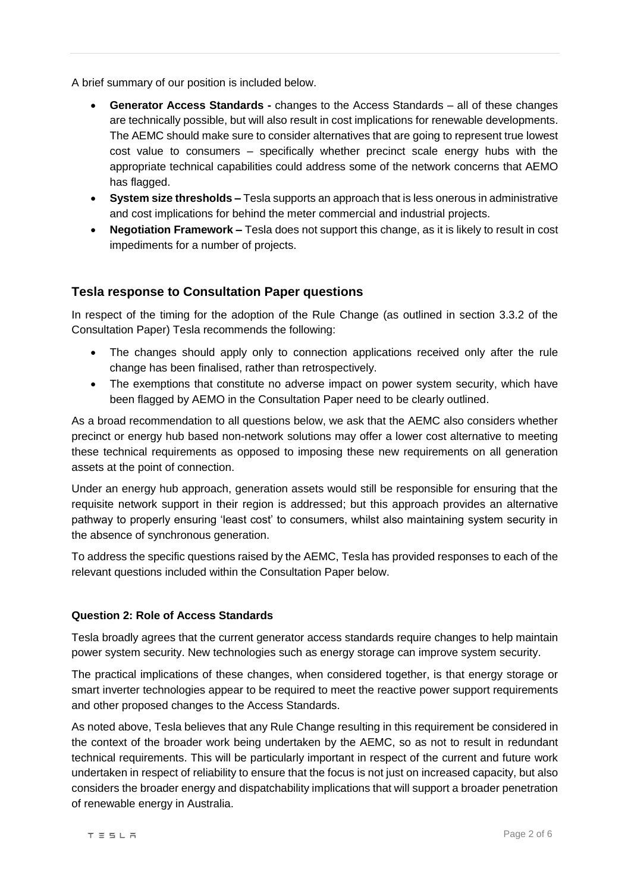A brief summary of our position is included below.

- **Generator Access Standards -** changes to the Access Standards – all of these changes are technically possible, but will also result in cost implications for renewable developments. The AEMC should make sure to consider alternatives that are going to represent true lowest cost value to consumers – specifically whether precinct scale energy hubs with the appropriate technical capabilities could address some of the network concerns that AEMO has flagged.
- **System size thresholds –** Tesla supports an approach that is less onerous in administrative and cost implications for behind the meter commercial and industrial projects.
- **Negotiation Framework –** Tesla does not support this change, as it is likely to result in cost impediments for a number of projects.

## Tesla response to Consultation Paper questions

In respect of the timing for the adoption of the Rule Change (as outlined in section 3.3.2 of the Consultation Paper) Tesla recommends the following:

- The changes should apply only to connection applications received only after the rule change has been finalised, rather than retrospectively.
- The exemptions that constitute no adverse impact on power system security, which have been flagged by AEMO in the Consultation Paper need to be clearly outlined.

As a broad recommendation to all questions below, we ask that the AEMC also considers whether precinct or energy hub based non-network solutions may offer a lower cost alternative to meeting these technical requirements as opposed to imposing these new requirements on all generation assets at the point of connection.

Under an energy hub approach, generation assets would still be responsible for ensuring that the requisite network support in their region is addressed; but this approach provides an alternative pathway to properly ensuring 'least cost' to consumers, whilst also maintaining system security in the absence of synchronous generation.

To address the specific questions raised by the AEMC, Tesla has provided responses to each of the relevant questions included within the Consultation Paper below.

### Question 2: Role of Access Standards

Tesla broadly agrees that the current generator access standards require changes to help maintain power system security. New technologies such as energy storage can improve system security.

The practical implications of these changes, when considered together, is that energy storage or smart inverter technologies appear to be required to meet the reactive power support requirements and other proposed changes to the Access Standards.

As noted above, Tesla believes that any Rule Change resulting in this requirement be considered in the context of the broader work being undertaken by the AEMC, so as not to result in redundant technical requirements. This will be particularly important in respect of the current and future work undertaken in respect of reliability to ensure that the focus is not just on increased capacity, but also considers the broader energy and dispatchability implications that will support a broader penetration of renewable energy in Australia.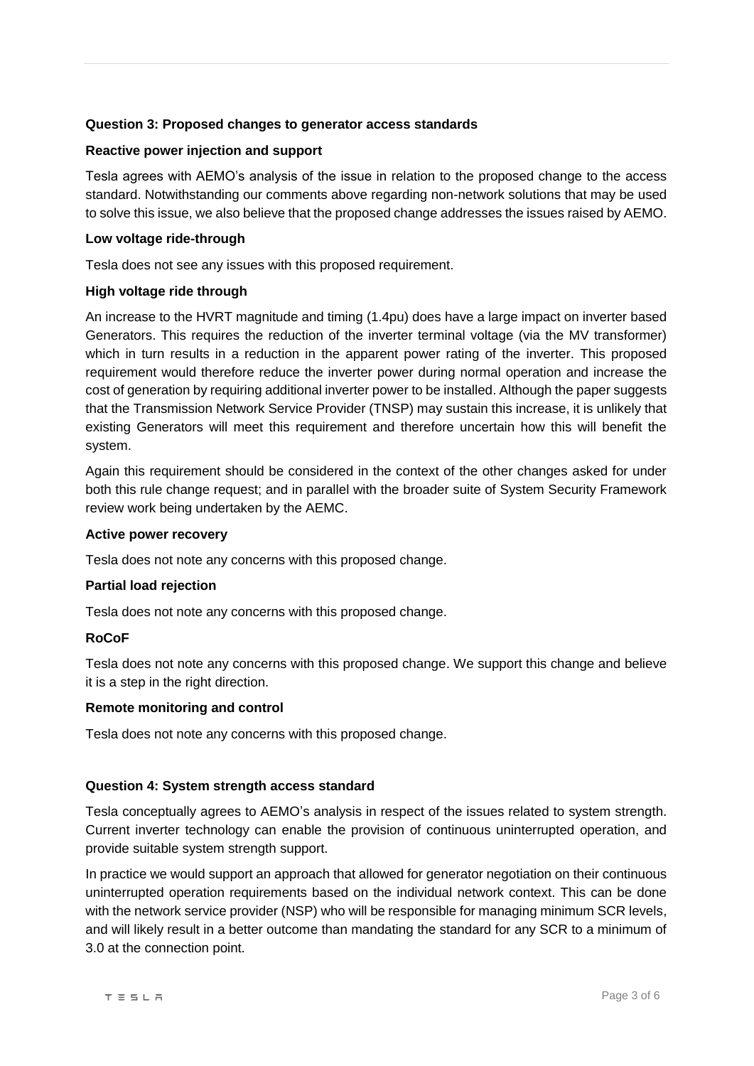**Question 3: Proposed changes to generator access standards**

**Reactive power injection and support**

Tesla agrees with AEMO's analysis of the issue in relation to the proposed change to the access standard. Notwithstanding our comments above regarding non-network solutions that may be used to solve this issue, we also believe that the proposed change addresses the issues raised by AEMO.

**Low voltage ride-through**

Tesla does not see any issues with this proposed requirement.

**High voltage ride through**

An increase to the HVRT magnitude and timing (1.4pu) does have a large impact on inverter based Generators. This requires the reduction of the inverter terminal voltage (via the MV transformer) which in turn results in a reduction in the apparent power rating of the inverter. This proposed requirement would therefore reduce the inverter power during normal operation and increase the cost of generation by requiring additional inverter power to be installed. Although the paper suggests that the Transmission Network Service Provider (TNSP) may sustain this increase, it is unlikely that existing Generators will meet this requirement and therefore uncertain how this will benefit the system.

Again this requirement should be considered in the context of the other changes asked for under both this rule change request; and in parallel with the broader suite of System Security Framework review work being undertaken by the AEMC.

**Active power recovery**

Tesla does not note any concerns with this proposed change.

**Partial load rejection**

Tesla does not note any concerns with this proposed change.

**RoCoF**

Tesla does not note any concerns with this proposed change. We support this change and believe it is a step in the right direction.

**Remote monitoring and control**

Tesla does not note any concerns with this proposed change.

**Question 4: System strength access standard**

Tesla conceptually agrees to AEMO's analysis in respect of the issues related to system strength. Current inverter technology can enable the provision of continuous uninterrupted operation, and provide suitable system strength support.

In practice we would support an approach that allowed for generator negotiation on their continuous uninterrupted operation requirements based on the individual network context. This can be done with the network service provider (NSP) who will be responsible for managing minimum SCR levels, and will likely result in a better outcome than mandating the standard for any SCR to a minimum of 3.0 at the connection point.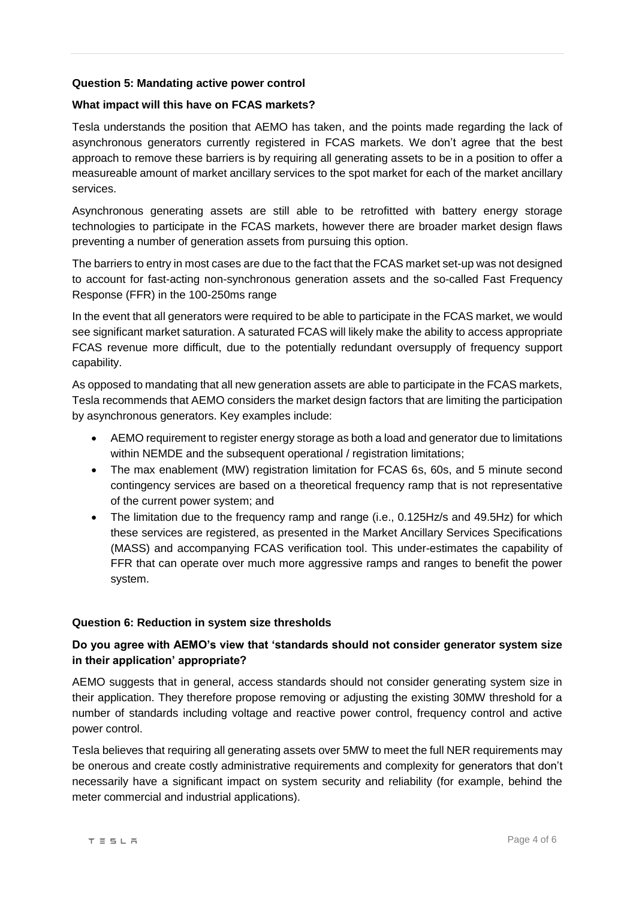**Question 5: Mandating active power control**

**What impact will this have on FCAS markets?**

Tesla understands the position that AEMO has taken, and the points made regarding the lack of asynchronous generators currently registered in FCAS markets. We don't agree that the best approach to remove these barriers is by requiring all generating assets to be in a position to offer a measureable amount of market ancillary services to the spot market for each of the market ancillary services.

Asynchronous generating assets are still able to be retrofitted with battery energy storage technologies to participate in the FCAS markets, however there are broader market design flaws preventing a number of generation assets from pursuing this option.

The barriers to entry in most cases are due to the fact that the FCAS market set-up was not designed to account for fast-acting non-synchronous generation assets and the so-called Fast Frequency Response (FFR) in the 100-250ms range

In the event that all generators were required to be able to participate in the FCAS market, we would see significant market saturation. A saturated FCAS will likely make the ability to access appropriate FCAS revenue more difficult, due to the potentially redundant oversupply of frequency support capability.

As opposed to mandating that all new generation assets are able to participate in the FCAS markets, Tesla recommends that AEMO considers the market design factors that are limiting the participation by asynchronous generators. Key examples include:

- AEMO requirement to register energy storage as both a load and generator due to limitations within NEMDE and the subsequent operational / registration limitations;
- The max enablement (MW) registration limitation for FCAS 6s, 60s, and 5 minute second contingency services are based on a theoretical frequency ramp that is not representative of the current power system; and
- The limitation due to the frequency ramp and range (i.e., 0.125Hz/s and 49.5Hz) for which these services are registered, as presented in the Market Ancillary Services Specifications (MASS) and accompanying FCAS verification tool. This under-estimates the capability of FFR that can operate over much more aggressive ramps and ranges to benefit the power system.

**Question 6: Reduction in system size thresholds**

**Do you agree with AEMO's view that 'standards should not consider generator system size in their application' appropriate?**

AEMO suggests that in general, access standards should not consider generating system size in their application. They therefore propose removing or adjusting the existing 30MW threshold for a number of standards including voltage and reactive power control, frequency control and active power control.

Tesla believes that requiring all generating assets over 5MW to meet the full NER requirements may be onerous and create costly administrative requirements and complexity for generators that don't necessarily have a significant impact on system security and reliability (for example, behind the meter commercial and industrial applications).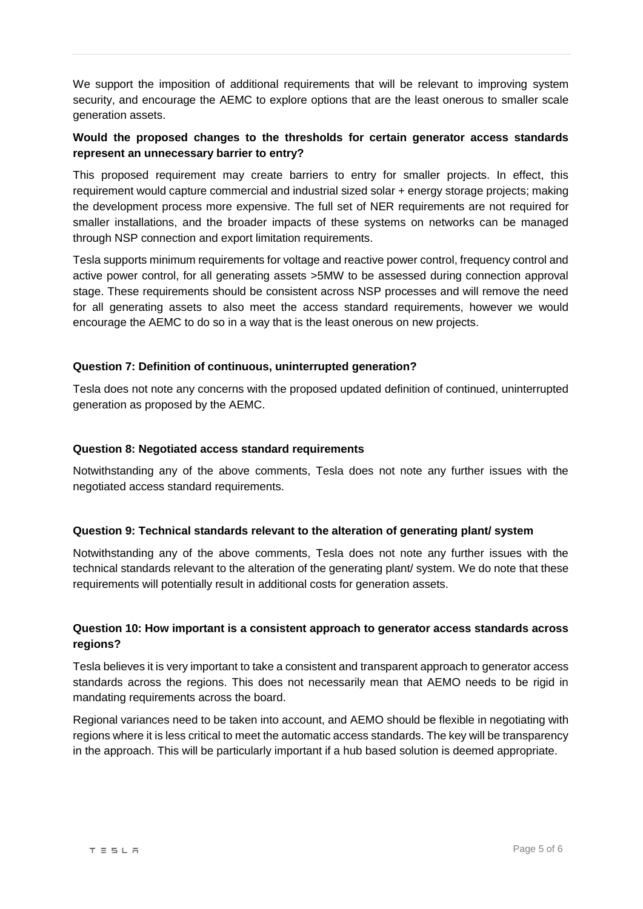We support the imposition of additional requirements that will be relevant to improving system security, and encourage the AEMC to explore options that are the least onerous to smaller scale generation assets.

**Would the proposed changes to the thresholds for certain generator access standards represent an unnecessary barrier to entry?**

This proposed requirement may create barriers to entry for smaller projects. In effect, this requirement would capture commercial and industrial sized solar + energy storage projects; making the development process more expensive. The full set of NER requirements are not required for smaller installations, and the broader impacts of these systems on networks can be managed through NSP connection and export limitation requirements.

Tesla supports minimum requirements for voltage and reactive power control, frequency control and active power control, for all generating assets >5MW to be assessed during connection approval stage. These requirements should be consistent across NSP processes and will remove the need for all generating assets to also meet the access standard requirements, however we would encourage the AEMC to do so in a way that is the least onerous on new projects.

**Question 7: Definition of continuous, uninterrupted generation?**

Tesla does not note any concerns with the proposed updated definition of continued, uninterrupted generation as proposed by the AEMC.

**Question 8: Negotiated access standard requirements**

Notwithstanding any of the above comments, Tesla does not note any further issues with the negotiated access standard requirements.

**Question 9: Technical standards relevant to the alteration of generating plant/ system**

Notwithstanding any of the above comments, Tesla does not note any further issues with the technical standards relevant to the alteration of the generating plant/ system. We do note that these requirements will potentially result in additional costs for generation assets.

**Question 10: How important is a consistent approach to generator access standards across regions?**

Tesla believes it is very important to take a consistent and transparent approach to generator access standards across the regions. This does not necessarily mean that AEMO needs to be rigid in mandating requirements across the board.

Regional variances need to be taken into account, and AEMO should be flexible in negotiating with regions where it is less critical to meet the automatic access standards. The key will be transparency in the approach. This will be particularly important if a hub based solution is deemed appropriate.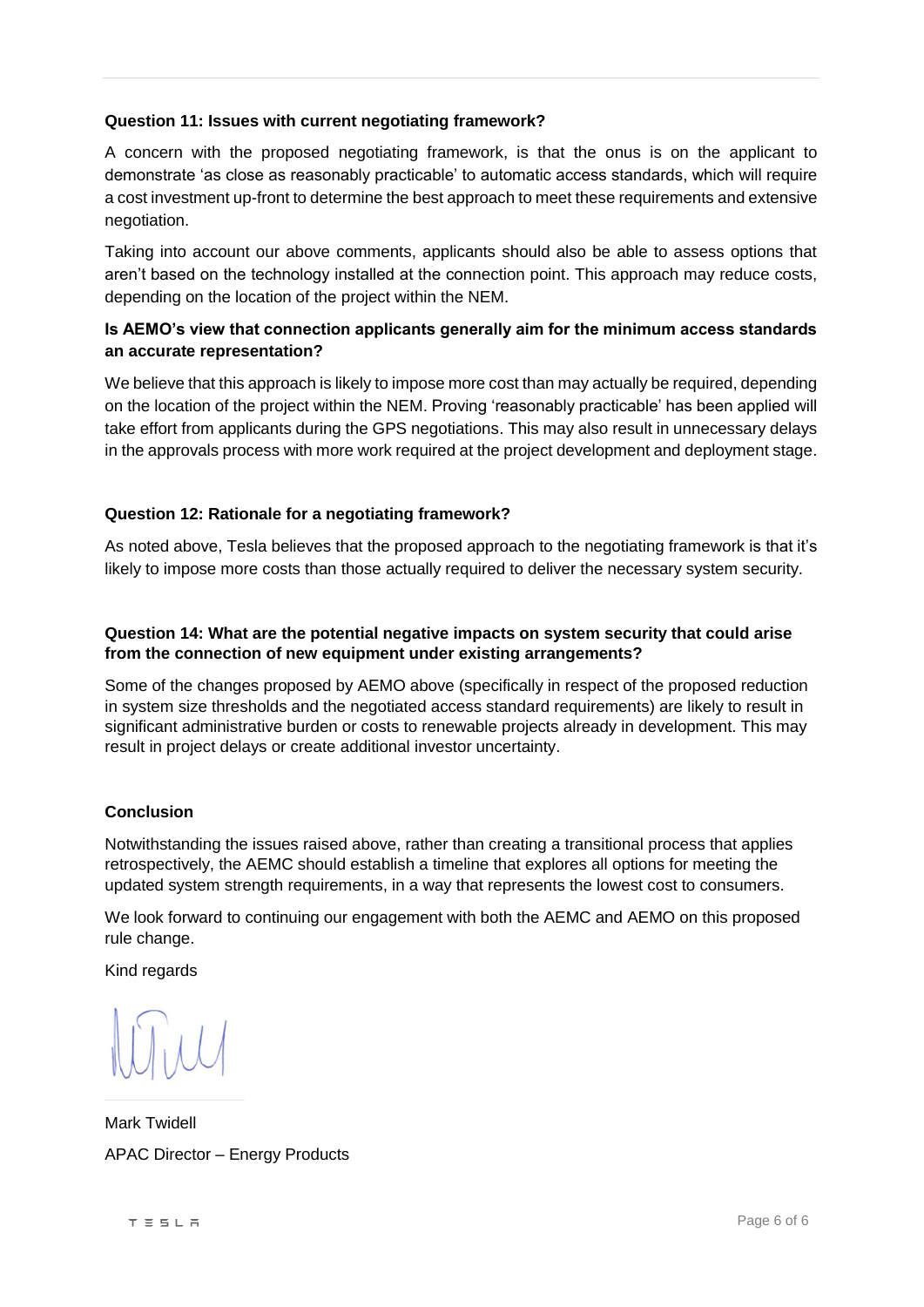**Question 11: Issues with current negotiating framework?**

A concern with the proposed negotiating framework, is that the onus is on the applicant to demonstrate 'as close as reasonably practicable' to automatic access standards, which will require a cost investment up-front to determine the best approach to meet these requirements and extensive negotiation.

Taking into account our above comments, applicants should also be able to assess options that aren't based on the technology installed at the connection point. This approach may reduce costs, depending on the location of the project within the NEM.

**Is AEMO's view that connection applicants generally aim for the minimum access standards an accurate representation?**

We believe that this approach is likely to impose more cost than may actually be required, depending on the location of the project within the NEM. Proving 'reasonably practicable' has been applied will take effort from applicants during the GPS negotiations. This may also result in unnecessary delays in the approvals process with more work required at the project development and deployment stage.

**Question 12: Rationale for a negotiating framework?**

As noted above, Tesla believes that the proposed approach to the negotiating framework is that it's likely to impose more costs than those actually required to deliver the necessary system security.

**Question 14: What are the potential negative impacts on system security that could arise from the connection of new equipment under existing arrangements?**

Some of the changes proposed by AEMO above (specifically in respect of the proposed reduction in system size thresholds and the negotiated access standard requirements) are likely to result in significant administrative burden or costs to renewable projects already in development. This may result in project delays or create additional investor uncertainty.

**Conclusion**

Notwithstanding the issues raised above, rather than creating a transitional process that applies retrospectively, the AEMC should establish a timeline that explores all options for meeting the updated system strength requirements, in a way that represents the lowest cost to consumers.

We look forward to continuing our engagement with both the AEMC and AEMO on this proposed rule change.

Kind regards

Mark Twidell

APAC Director – Energy Products